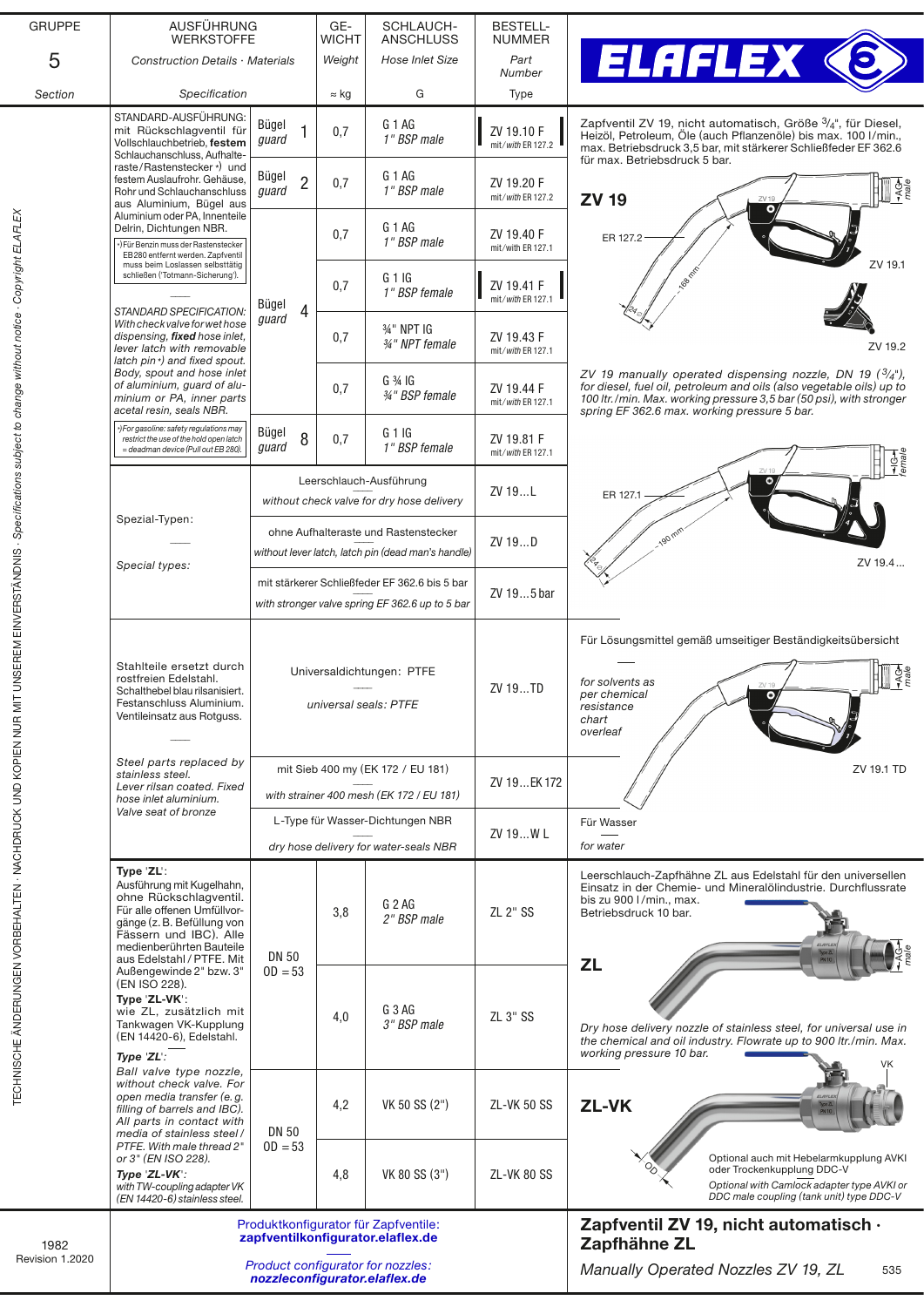# ZV 19

| GRUPPE 5 Section | AUSFÜHRUNG WERKSTOFFE Construction Details · Materials Specification | | GEWICHT Weight ≈ kg | SCHLAUCH-ANSCHLUSS Hose Inlet Size G | BESTELL-NUMMER Part Number Type |
|---|---|---|---|---|---|
| | STANDARD-AUSFÜHRUNG: mit Rückschlagventil für Vollschlauchbetrieb, **festem** Schlauchanschluss, Aufhalteraste/Rastenstecker *) und festem Auslaufrohr. Gehäuse, Rohr und Schlauchanschluss aus Aluminium, Bügel aus Aluminium oder PA, Innenteile Delrin, Dichtungen NBR. *) Für Benzin muss der Rastenstecker EB280 entfernt werden. Zapfventil muss beim Loslassen selbsttätig schließen ('Totmann-Sicherung'). STANDARD SPECIFICATION: With check valve for wet hose dispensing, ***fixed*** hose inlet, lever latch with removable latch pin *) and fixed spout. Body, spout and hose inlet of aluminium, guard of aluminium or PA, inner parts acetal resin, seals NBR. *) For gasoline: safety regulations may restrict the use of the hold open latch = deadman device (Pull out EB 280). | Bügel guard 1 | 0,7 | G 1 AG 1" BSP male | ZV 19.10 F mit/with ER 127.2 |
| | | Bügel guard 2 | 0,7 | G 1 AG 1" BSP male | ZV 19.20 F mit/with ER 127.2 |
| | | Bügel guard 4 | 0,7 | G 1 AG 1" BSP male | ZV 19.40 F mit/with ER 127.1 |
| | | Bügel guard 4 | 0,7 | G 1 IG 1" BSP female | ZV 19.41 F mit/with ER 127.1 |
| | | Bügel guard 4 | 0,7 | ¾" NPT IG ¾" NPT female | ZV 19.43 F mit/with ER 127.1 |
| | | Bügel guard 4 | 0,7 | G ¾ IG ¾" BSP female | ZV 19.44 F mit/with ER 127.1 |
| | | Bügel guard 8 | 0,7 | G 1 IG 1" BSP female | ZV 19.81 F mit/with ER 127.1 |
| | Spezial-Typen: / Special types: | Leerschlauch-Ausführung / without check valve for dry hose delivery | | | ZV 19...L |
| | | ohne Aufhalteraste und Rastenstecker / without lever latch, latch pin (dead man's handle) | | | ZV 19...D |
| | | mit stärkerer Schließfeder EF 362.6 bis 5 bar / with stronger valve spring EF 362.6 up to 5 bar | | | ZV 19...5 bar |
| | Stahlteile ersetzt durch rostfreien Edelstahl. Schalthebel blau rilsanisiert. Festanschluss Aluminium. Ventileinsatz aus Rotguss. / Steel parts replaced by stainless steel. Lever rilsan coated. Fixed hose inlet aluminium. Valve seat of bronze | Universaldichtungen: PTFE / universal seals: PTFE | | | ZV 19...TD |
| | | mit Sieb 400 my (EK 172 / EU 181) / with strainer 400 mesh (EK 172 / EU 181) | | | ZV 19...EK 172 |
| | | L-Type für Wasser-Dichtungen NBR / dry hose delivery for water-seals NBR | | | ZV 19...W L |
| | Type '**ZL**': Ausführung mit Kugelhahn, ohne Rückschlagventil. Für alle offenen Umfüllvorgänge (z. B. Befüllung von Fässern und IBC). Alle medienberührten Bauteile aus Edelstahl / PTFE. Mit Außengewinde 2" bzw. 3" (EN ISO 228). Type '**ZL-VK**': wie ZL, zusätzlich mit Tankwagen VK-Kupplung (EN 14420-6), Edelstahl. / *Type 'ZL': Ball valve type nozzle, without check valve. For open media transfer (e. g. filling of barrels and IBC). All parts in contact with media of stainless steel / PTFE. With male thread 2" or 3" (EN ISO 228). Type 'ZL-VK': with TW-coupling adapter VK (EN 14420-6) stainless steel.* | DN 50 OD = 53 | 3,8 | G 2 AG 2" BSP male | ZL 2" SS |
| | | DN 50 OD = 53 | 4,0 | G 3 AG 3" BSP male | ZL 3" SS |
| | | DN 50 OD = 53 | 4,2 | VK 50 SS (2") | ZL-VK 50 SS |
| | | DN 50 OD = 53 | 4,8 | VK 80 SS (3") | ZL-VK 80 SS |

Zapfventil ZV 19, nicht automatisch, Größe ¾", für Diesel, Heizöl, Petroleum, Öle (auch Pflanzenöle) bis max. 100 l/min., max. Betriebsdruck 3,5 bar, mit stärkerer Schließfeder EF 362.6 für max. Betriebsdruck 5 bar.

*ZV 19 manually operated dispensing nozzle, DN 19 (¾"), for diesel, fuel oil, petroleum and oils (also vegetable oils) up to 100 ltr./min. Max. working pressure 3,5 bar (50 psi), with stronger spring EF 362.6 max. working pressure 5 bar.*

ER 127.2 — ~168 mm — 24 Ø — AG male — ZV 19.1 — ZV 19.2

ER 127.1 — ~190 mm — 24 Ø — IG female — ZV 19.4...

Für Lösungsmittel gemäß umseitiger Beständigkeitsübersicht

*for solvents as per chemical resistance chart overleaf*

ZV 19.1 TD

Für Wasser / *for water*

## ZL

Leerschlauch-Zapfhähne ZL aus Edelstahl für den universellen Einsatz in der Chemie- und Mineralölindustrie. Durchflussrate bis zu 900 l/min., max. Betriebsdruck 10 bar.

*Dry hose delivery nozzle of stainless steel, for universal use in the chemical and oil industry. Flowrate up to 900 ltr./min. Max. working pressure 10 bar.*

## ZL-VK

Optional auch mit Hebelarmkupplung AVKI oder Trockenkupplung DDC-V

*Optional with Camlock adapter type AVKI or DDC male coupling (tank unit) type DDC-V*

Produktkonfigurator für Zapfventile: **zapfventilkonfigurator.elaflex.de**

*Product configurator for nozzles:* ***nozzleconfigurator.elaflex.de***

**Zapfventil ZV 19, nicht automatisch · Zapfhähne ZL**

*Manually Operated Nozzles ZV 19, ZL*

1982 Revision 1.2020

TECHNISCHE ÄNDERUNGEN VORBEHALTEN · NACHDRUCK UND KOPIEN NUR MIT UNSEREM EINVERSTÄNDNIS · Specifications subject to change without notice · Copyright ELAFLEX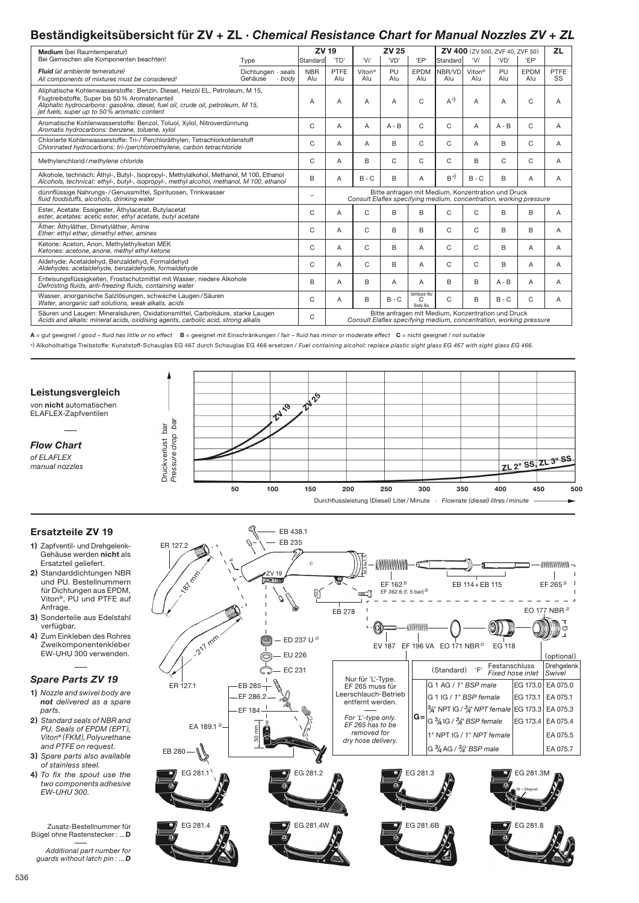## Beständigkeitsübersicht für ZV + ZL · *Chemical Resistance Chart for Manual Nozzles ZV + ZL*

| **Medium** (bei Raumtemperatur) Bei Gemischen alle Komponenten beachten! | Type | **ZV 19** | | **ZV 25** | | | **ZV 400** (ZV 500, ZVF 40, ZVF 50) | | | | **ZL** |
|---|---|---|---|---|---|---|---|---|---|---|---|
| | | Standard | 'TD' | 'Vi' | 'VD' | 'EP' | Standard | 'Vi' | 'VD' | 'EP' | |
| ***Fluid** (at ambient temerature)* *All components of mixtures must be considered!* | Dichtungen · *seals* Gehäuse · *body* | NBR Alu | PTFE Alu | Viton® Alu | PU Alu | EPDM Alu | NBR/VD Alu | Viton® Alu | PU Alu | EPDM Alu | PTFE SS |
| Aliphatische Kohlenwasserstoffe: Benzin, Diesel, Heizöl EL, Petroleum, M 15, Flugtreibstoffe, Super bis 50 % Aromatenanteil *Aliphatic hydrocarbons: gasoline, diesel, fuel oil, crude oil, petroleum, M 15, jet fuels, super up to 50 % aromatic content* | | A | A | A | A | C | A*) | A | A | C | A |
| Aromatische Kohlenwasserstoffe: Benzol, Toluol, Xylol, Nitroverdünnung *Aromatis hydrocarbons: benzene, toluene, xylol* | | C | A | A | A - B | C | C | A | A - B | C | A |
| Chlorierte Kohlenwasserstoffe: Tri-/ Perchloräthylen, Tetrachlorkohlenstoff *Chlorinated hydrocarbons: tri-/perchloroethylene, carbon tetrachloride* | | C | A | A | B | C | C | A | B | C | A |
| Methylenchlorid / *methylene chloride* | | C | A | B | C | C | C | B | C | C | A |
| Alkohole, technisch: Äthyl-, Butyl-, Isopropyl-, Methylalkohol, Methanol, M 100, Ethanol *Alcohols, technical: ethyl-, butyl-, isopropyl-, methyl alcohol, methanol, M 100, ethanol* | | B | A | B - C | B | A | B*) | B - C | B | A | A |
| dünnflüssige Nahrungs- / Genussmittel, Spirituosen, Trinkwasser *fluid foodstuffs, alcohols, drinking water* | | – | Bitte anfragen mit Medium, Konzentration und Druck *Consult Elaflex specifying medium, concentration, working pressure* | | | | | | | | |
| Ester, Acetate: Essigester, Äthylacetat, Butylacetat *ester, acetates: acetic ester, ethyl acetate, butyl acetate* | | C | A | C | B | B | C | C | B | B | A |
| Äther: Äthyläther, Dimetyläther, Amine *Ether: ethyl ether, dimethyl ether, amines* | | C | A | C | B | B | C | C | B | B | A |
| Ketone: Aceton, Anon, Methylethylketon MEK *Ketones: acetone, anone, methyl ethyl ketone* | | C | A | C | B | A | C | C | B | A | A |
| Aldehyde: Acetaldehyd, Benzaldehyd, Formaldehyd *Aldehydes: acetaldehyde, benzaldehyde, formaldehyde* | | C | A | C | B | A | C | C | B | A | A |
| Enteisungsflüssigkeiten, Frostschutzmittel mit Wasser, niedere Alkohole *Defrosting fluids, anti-freezing fluids, containing water* | | B | A | B | A | A | B | B | A - B | A | A |
| Wasser, anorganische Salzlösungen, schwache Laugen / Säuren *Water, anorganic salt solutions, weak alkalis, acids* | | C | A | B | B - C | Gehäuse Alu C *Body Alu* | C | B | B - C | C | A |
| Säuren und Laugen: Mineralsäuren, Oxidationsmittel, Carbolsäure, starke Laugen *Acids and alkalis: mineral acids, oxidising agents, carbolic acid, strong alkalis* | | C | Bitte anfragen mit Medium, Konzentration und Druck *Consult Elaflex specifying medium, concentration, working pressure* | | | | | | | | |

**A** = gut geeignet / *good – fluid has little or no effect* **B** = geeignet mit Einschränkungen / *fair – fluid has minor or moderate effect* **C** = nicht geeignet / *not suitable*

*) Alkoholhaltige Treibstoffe: Kunststoff-Schauglas EG 467 durch Schauglas EG 466 ersetzen / *Fuel containing alcohol: replace plastic sight glass EG 467 with sight glass EG 466.*

### Leistungsvergleich

von **nicht** automatischen ELAFLEX-Zapfventilen

### *Flow Chart*

*of ELAFLEX manual nozzles*

Druckverlust bar · *Pressure drop bar*

ZV 19
ZV 25
ZL 2" SS, ZL 3" SS

50 100 150 200 250 300 350 400 450 500

Durchflussleistung (Diesel) Liter / Minute · *Flowrate (diesel) litres / minute*

### Ersatzteile ZV 19

1) Zapfventil- und Drehgelenk-Gehäuse werden **nicht** als Ersatzteil geliefert.
2) Standarddichtungen NBR und PU. Bestellnummern für Dichtungen aus EPDM, Viton®, PU und PTFE auf Anfrage.
3) Sonderteile aus Edelstahl verfügbar.
4) Zum Einkleben des Rohres Zweikomponentenkleber EW-UHU 300 verwenden.

### *Spare Parts ZV 19*

1) *Nozzle and swivel body are **not** delivered as a spare parts.*
2) *Standard seals of NBR and PU. Seals of EPDM (EPT), Viton® (FKM), Polyurethane and PTFE on request.*
3) *Spare parts also available of stainless steel.*
4) *To fix the spout use the two components adhesive EW-UHU 300.*

Zusatz-Bestellnummer für Bügel ohne Rastenstecker: ...**D**

*Additional part number for guards without latch pin: ...**D***

EB 438.1, EB 235, ER 127.2, 187 mm, ZV 19, M 34x1.5, EF 162 3), EF 362.6 (f. 5 bar) 3), EB 114 + EB 115, EF 265 3), EB 278, EO 177 NBR 2), ED 237 U 2), EV 187, EF 196 VA, EO 171 NBR 2), EG 118, EU 226, EC 231, 217 mm, ER 127.1, EB 285, EF 286.2, EF 184, EA 189.1 3), 50 mm, EB 280

Nur für 'L'-Type. EF 265 muss für Leerschlauch-Betrieb entfernt werden.

*For 'L'-type only. EF 265 has to be removed for dry hose delivery.*

| G = | (Standard) 'F' Festanschluss *Fixed hose inlet* | | (optional) Drehgelenk *Swivel* |
|---|---|---|---|
| | G 1 AG / *1" BSP male* | EG 173.0 | EA 075.0 |
| | G 1 IG / *1" BSP female* | EG 173.1 | EA 075.1 |
| | ¾" NPT IG / *¾" NPT female* | EG 173.3 | EA 075.3 |
| | G ¾ IG / *¾" BSP female* | EG 173.4 | EA 075.4 |
| | 1" NPT IG / *1" NPT female* | | EA 075.5 |
| | G ¾ AG / *¾" BSP male* | | EA 075.7 |

EG 281.1, EG 281.2, EG 281.3, EG 281.3M (M = Magnet), EG 281.4, EG 281.4W, EG 281.6B, EG 281.8